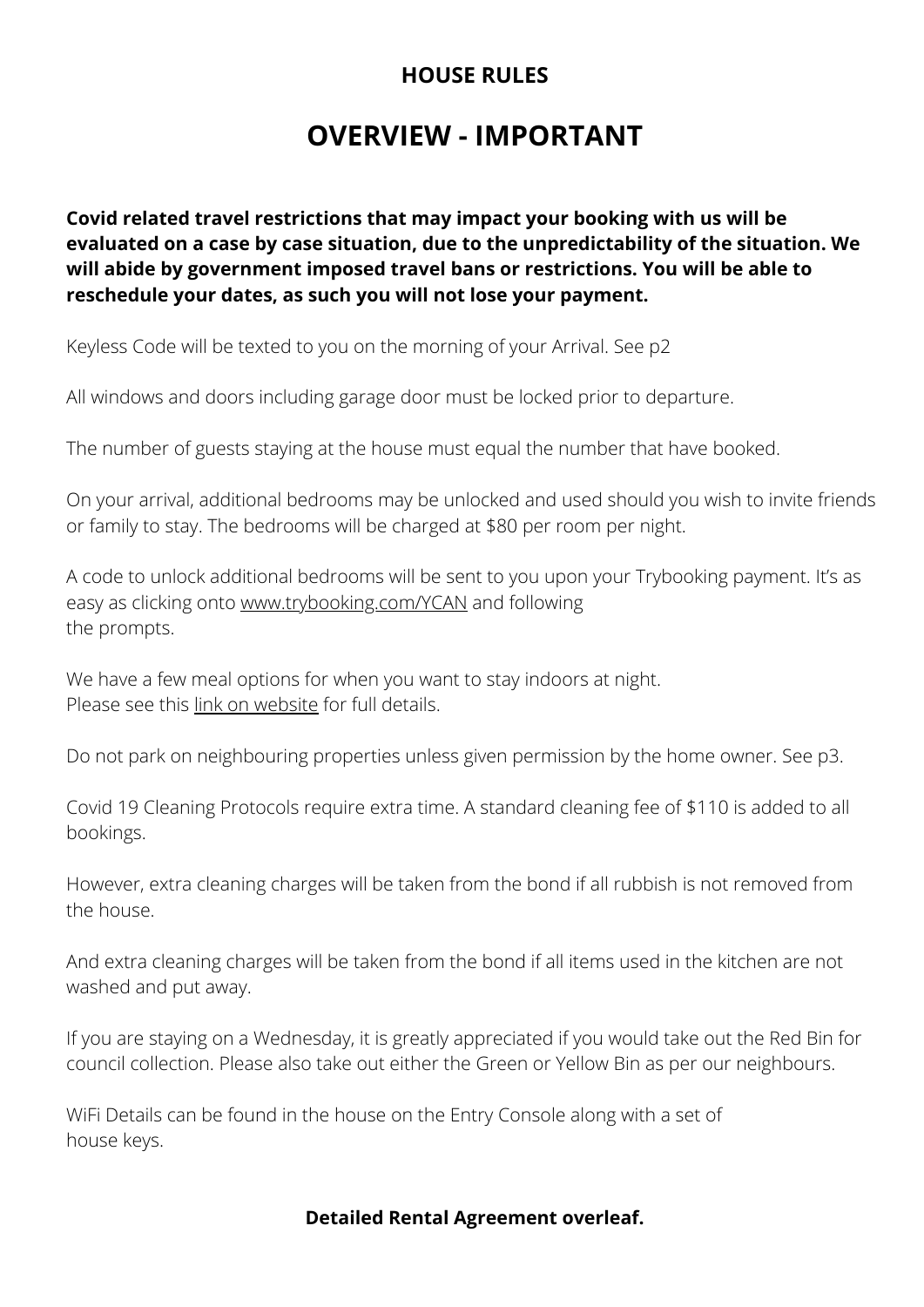## HOUSE RULES

# OVERVIEW - IMPORTANT

**Covid related travel restrictions that may impact your booking with us will be evaluated on a case by case situation, due to the unpredictability of the situation. We will abide by government imposed travel bans or restrictions. You will be able to reschedule your dates, as such you will not lose your payment.**

Keyless Code will be texted to you on the morning of your Arrival. See p2

All windows and doors including garage door must be locked prior to departure.

The number of guests staying at the house must equal the number that have booked.

On your arrival, additional bedrooms may be unlocked and used should you wish to invite friends or family to stay. The bedrooms will be charged at $80 per room per night.

A code to unlock additional bedrooms will be sent to you upon your Trybooking payment. It's as easy as clicking onto www.trybooking.com/YCAN and following the prompts.

We have a few meal options for when you want to stay indoors at night.
Please see this link on website for full details.

Do not park on neighbouring properties unless given permission by the home owner. See p3.

Covid 19 Cleaning Protocols require extra time. A standard cleaning fee of $110 is added to all bookings.

However, extra cleaning charges will be taken from the bond if all rubbish is not removed from the house.

And extra cleaning charges will be taken from the bond if all items used in the kitchen are not washed and put away.

If you are staying on a Wednesday, it is greatly appreciated if you would take out the Red Bin for council collection. Please also take out either the Green or Yellow Bin as per our neighbours.

WiFi Details can be found in the house on the Entry Console along with a set of house keys.

**Detailed Rental Agreement overleaf.**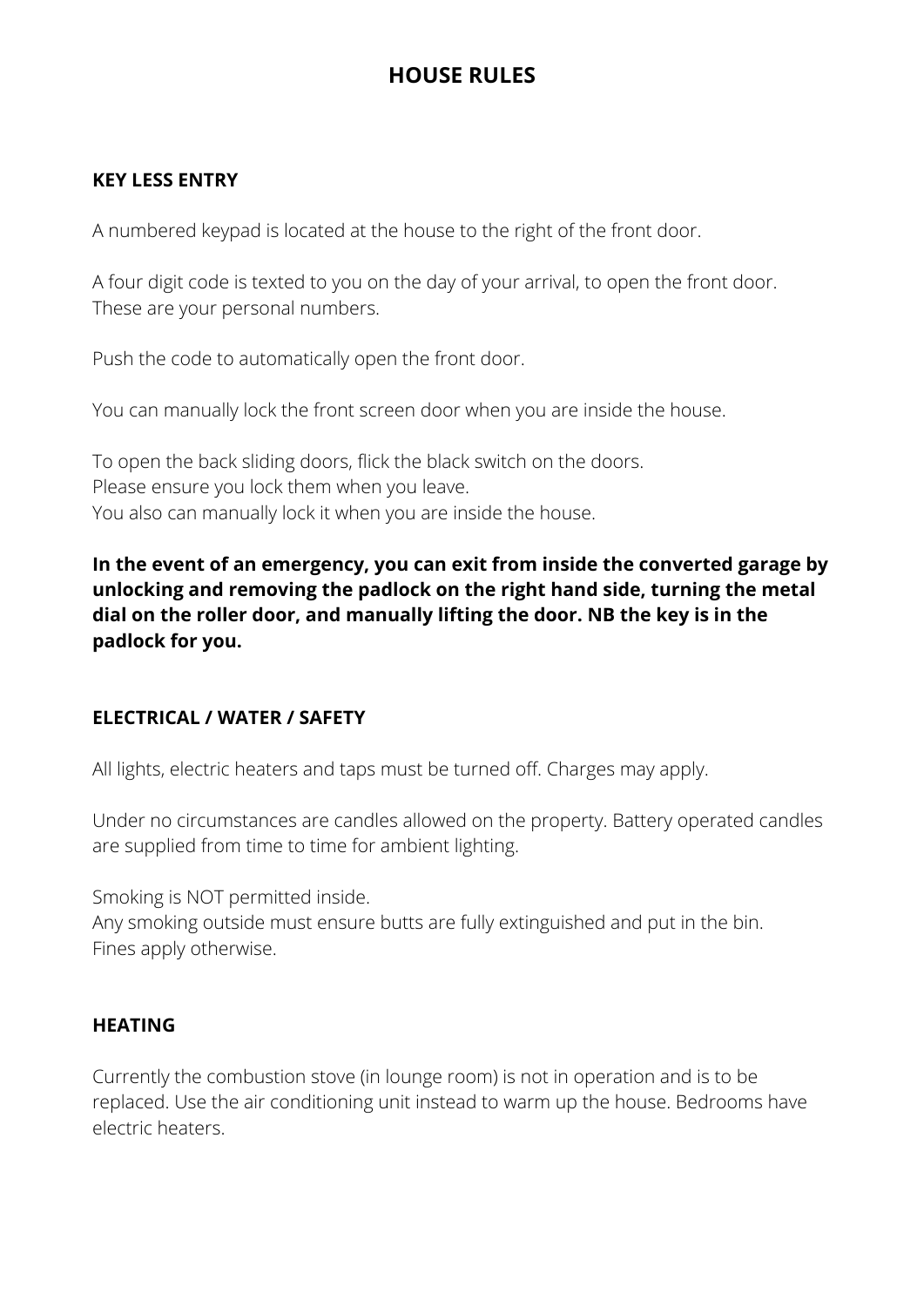# HOUSE RULES

## KEY LESS ENTRY

A numbered keypad is located at the house to the right of the front door.

A four digit code is texted to you on the day of your arrival, to open the front door. These are your personal numbers.

Push the code to automatically open the front door.

You can manually lock the front screen door when you are inside the house.

To open the back sliding doors, flick the black switch on the doors.
Please ensure you lock them when you leave.
You also can manually lock it when you are inside the house.

**In the event of an emergency, you can exit from inside the converted garage by unlocking and removing the padlock on the right hand side, turning the metal dial on the roller door, and manually lifting the door. NB the key is in the padlock for you.**

## ELECTRICAL / WATER / SAFETY

All lights, electric heaters and taps must be turned off. Charges may apply.

Under no circumstances are candles allowed on the property. Battery operated candles are supplied from time to time for ambient lighting.

Smoking is NOT permitted inside.
Any smoking outside must ensure butts are fully extinguished and put in the bin.
Fines apply otherwise.

## HEATING

Currently the combustion stove (in lounge room) is not in operation and is to be replaced. Use the air conditioning unit instead to warm up the house. Bedrooms have electric heaters.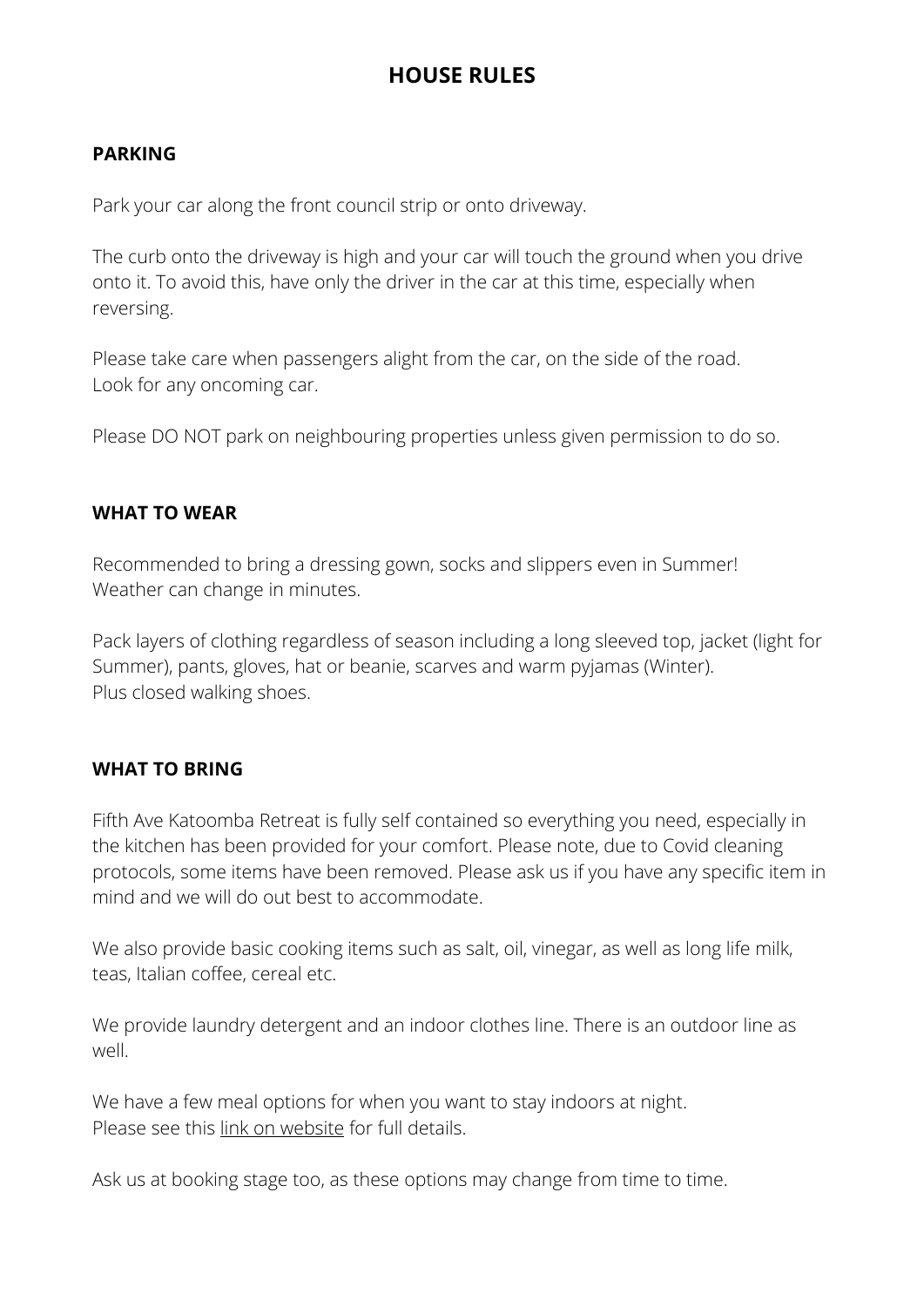# HOUSE RULES

## PARKING

Park your car along the front council strip or onto driveway.

The curb onto the driveway is high and your car will touch the ground when you drive onto it. To avoid this, have only the driver in the car at this time, especially when reversing.

Please take care when passengers alight from the car, on the side of the road. Look for any oncoming car.

Please DO NOT park on neighbouring properties unless given permission to do so.

## WHAT TO WEAR

Recommended to bring a dressing gown, socks and slippers even in Summer! Weather can change in minutes.

Pack layers of clothing regardless of season including a long sleeved top, jacket (light for Summer), pants, gloves, hat or beanie, scarves and warm pyjamas (Winter). Plus closed walking shoes.

## WHAT TO BRING

Fifth Ave Katoomba Retreat is fully self contained so everything you need, especially in the kitchen has been provided for your comfort. Please note, due to Covid cleaning protocols, some items have been removed. Please ask us if you have any specific item in mind and we will do out best to accommodate.

We also provide basic cooking items such as salt, oil, vinegar, as well as long life milk, teas, Italian coffee, cereal etc.

We provide laundry detergent and an indoor clothes line. There is an outdoor line as well.

We have a few meal options for when you want to stay indoors at night. Please see this link on website for full details.

Ask us at booking stage too, as these options may change from time to time.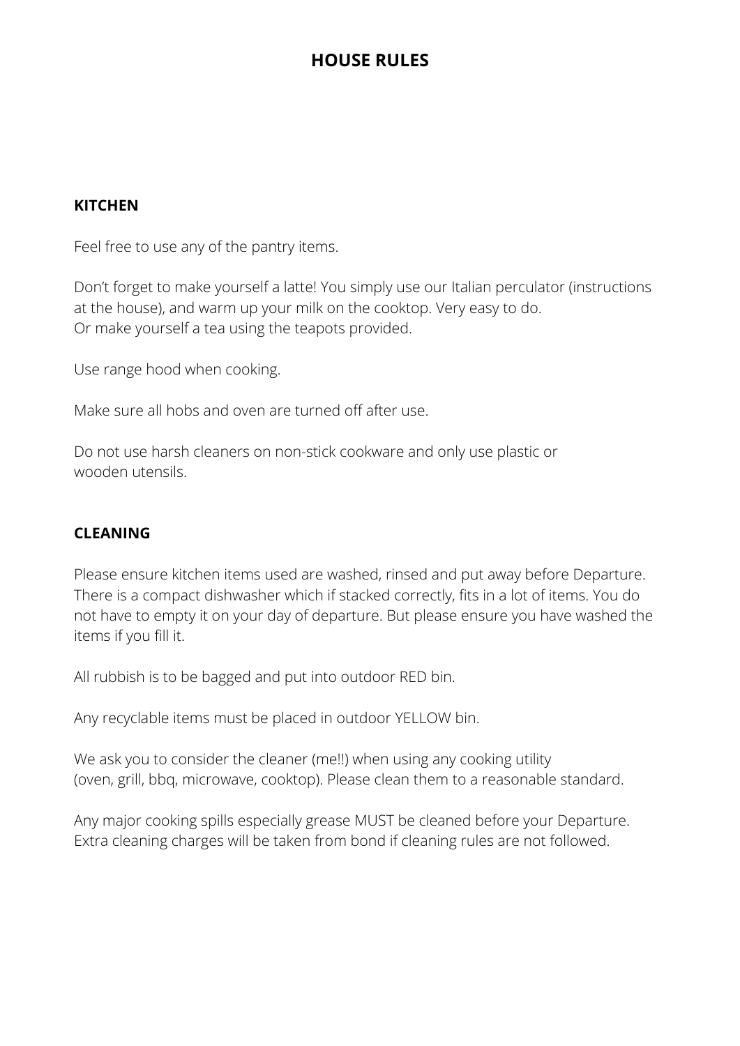# HOUSE RULES

## KITCHEN

Feel free to use any of the pantry items.

Don't forget to make yourself a latte! You simply use our Italian perculator (instructions at the house), and warm up your milk on the cooktop. Very easy to do.
Or make yourself a tea using the teapots provided.

Use range hood when cooking.

Make sure all hobs and oven are turned off after use.

Do not use harsh cleaners on non-stick cookware and only use plastic or wooden utensils.

## CLEANING

Please ensure kitchen items used are washed, rinsed and put away before Departure. There is a compact dishwasher which if stacked correctly, fits in a lot of items. You do not have to empty it on your day of departure. But please ensure you have washed the items if you fill it.

All rubbish is to be bagged and put into outdoor RED bin.

Any recyclable items must be placed in outdoor YELLOW bin.

We ask you to consider the cleaner (me!!) when using any cooking utility (oven, grill, bbq, microwave, cooktop). Please clean them to a reasonable standard.

Any major cooking spills especially grease MUST be cleaned before your Departure.
Extra cleaning charges will be taken from bond if cleaning rules are not followed.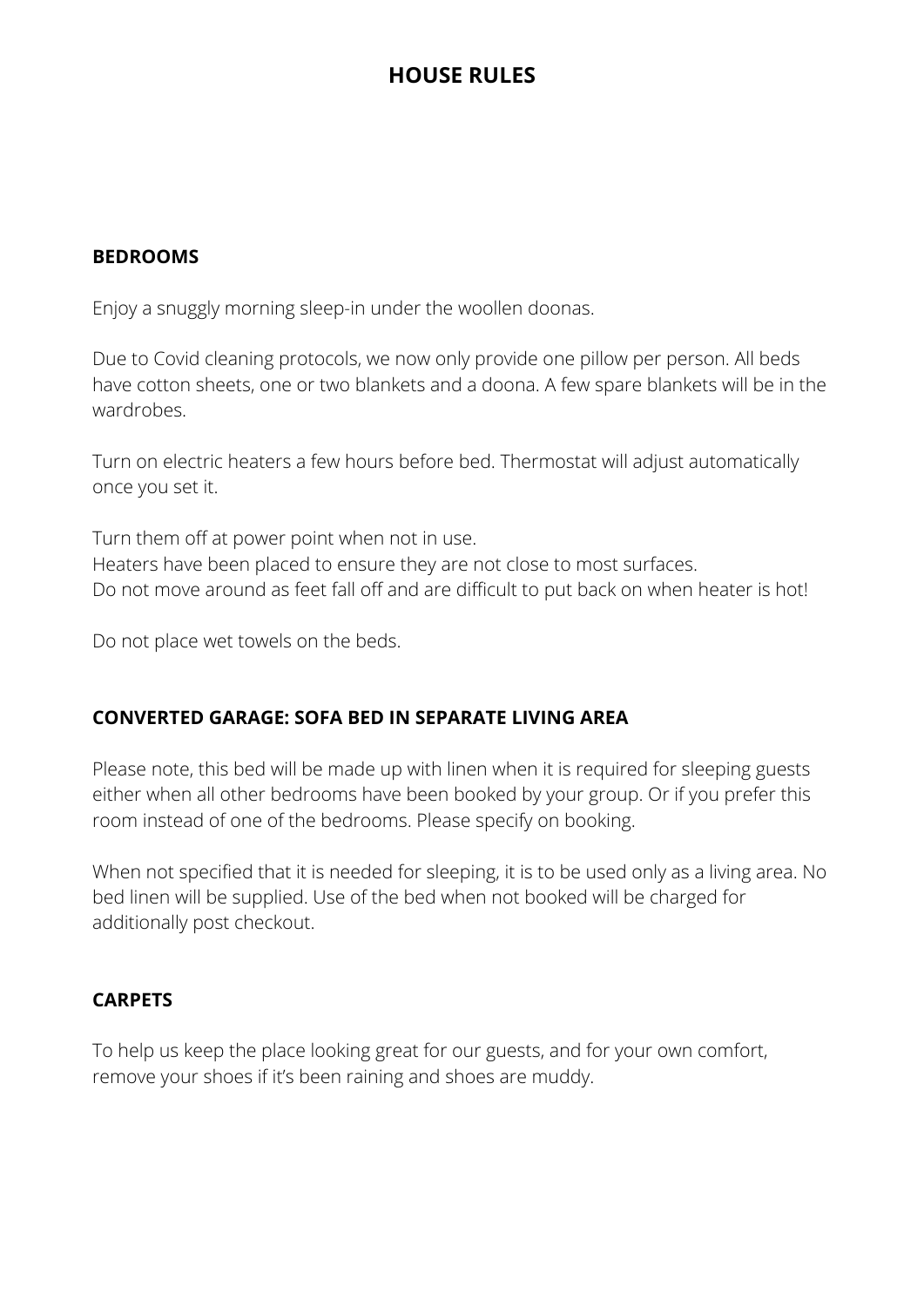# HOUSE RULES

## BEDROOMS

Enjoy a snuggly morning sleep-in under the woollen doonas.

Due to Covid cleaning protocols, we now only provide one pillow per person. All beds have cotton sheets, one or two blankets and a doona. A few spare blankets will be in the wardrobes.

Turn on electric heaters a few hours before bed. Thermostat will adjust automatically once you set it.

Turn them off at power point when not in use.
Heaters have been placed to ensure they are not close to most surfaces.
Do not move around as feet fall off and are difficult to put back on when heater is hot!

Do not place wet towels on the beds.

## CONVERTED GARAGE: SOFA BED IN SEPARATE LIVING AREA

Please note, this bed will be made up with linen when it is required for sleeping guests either when all other bedrooms have been booked by your group. Or if you prefer this room instead of one of the bedrooms. Please specify on booking.

When not specified that it is needed for sleeping, it is to be used only as a living area. No bed linen will be supplied. Use of the bed when not booked will be charged for additionally post checkout.

## CARPETS

To help us keep the place looking great for our guests, and for your own comfort, remove your shoes if it's been raining and shoes are muddy.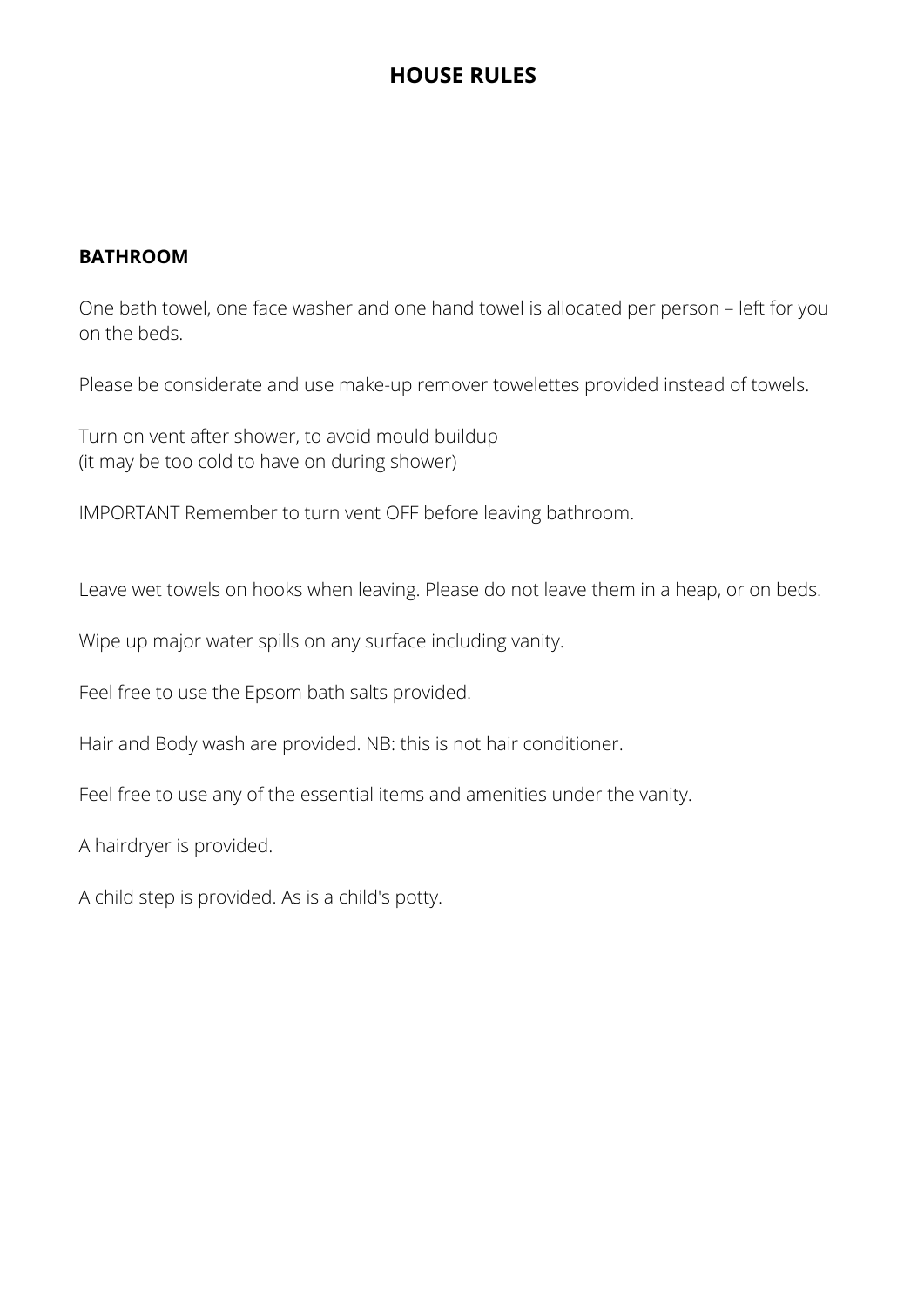# HOUSE RULES

## BATHROOM

One bath towel, one face washer and one hand towel is allocated per person – left for you on the beds.

Please be considerate and use make-up remover towelettes provided instead of towels.

Turn on vent after shower, to avoid mould buildup
(it may be too cold to have on during shower)

IMPORTANT Remember to turn vent OFF before leaving bathroom.

Leave wet towels on hooks when leaving. Please do not leave them in a heap, or on beds.

Wipe up major water spills on any surface including vanity.

Feel free to use the Epsom bath salts provided.

Hair and Body wash are provided. NB: this is not hair conditioner.

Feel free to use any of the essential items and amenities under the vanity.

A hairdryer is provided.

A child step is provided. As is a child's potty.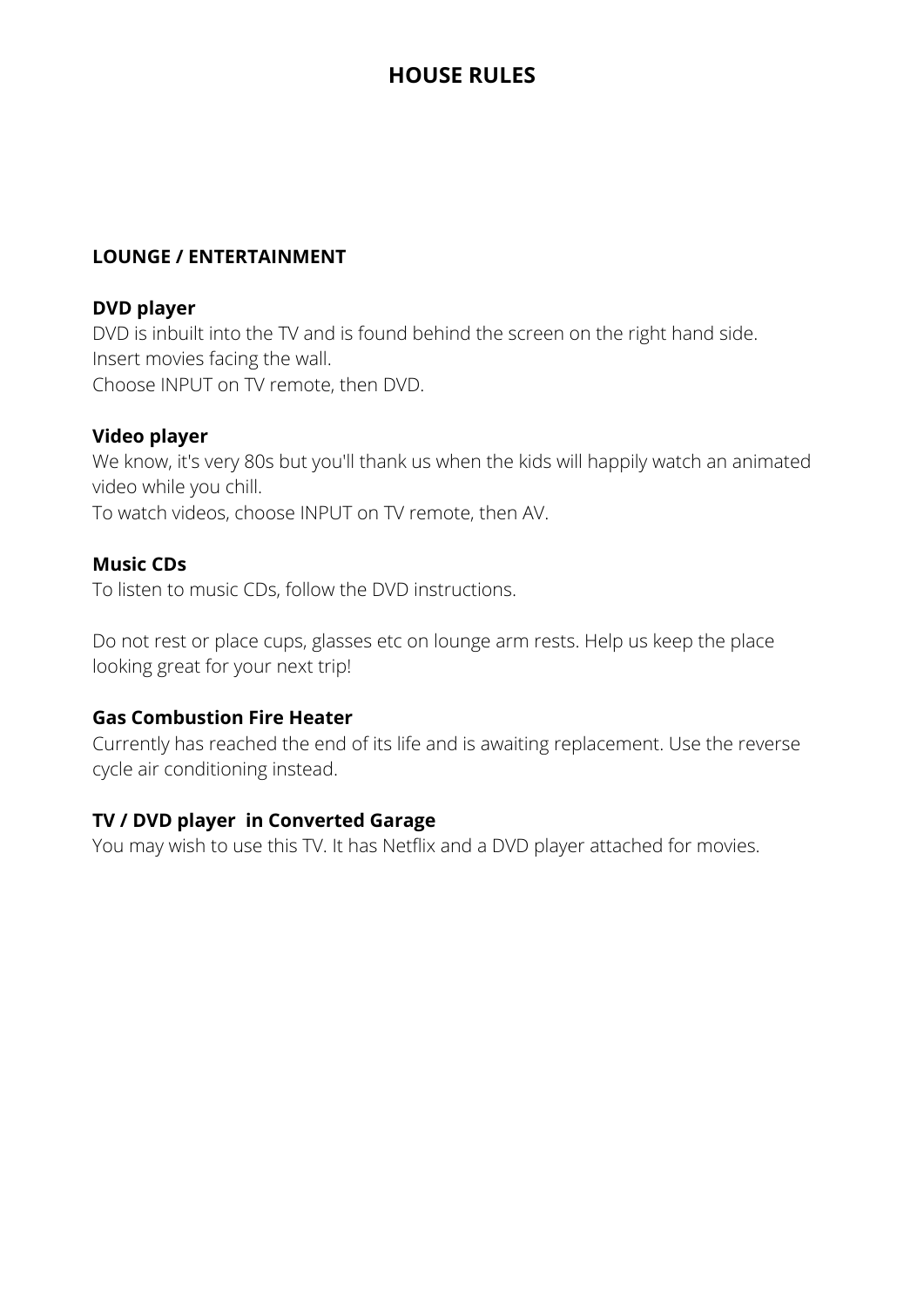# HOUSE RULES

## LOUNGE / ENTERTAINMENT

### DVD player

DVD is inbuilt into the TV and is found behind the screen on the right hand side.
Insert movies facing the wall.
Choose INPUT on TV remote, then DVD.

### Video player

We know, it's very 80s but you'll thank us when the kids will happily watch an animated video while you chill.
To watch videos, choose INPUT on TV remote, then AV.

### Music CDs

To listen to music CDs, follow the DVD instructions.

Do not rest or place cups, glasses etc on lounge arm rests. Help us keep the place looking great for your next trip!

### Gas Combustion Fire Heater

Currently has reached the end of its life and is awaiting replacement. Use the reverse cycle air conditioning instead.

### TV / DVD player in Converted Garage

You may wish to use this TV. It has Netflix and a DVD player attached for movies.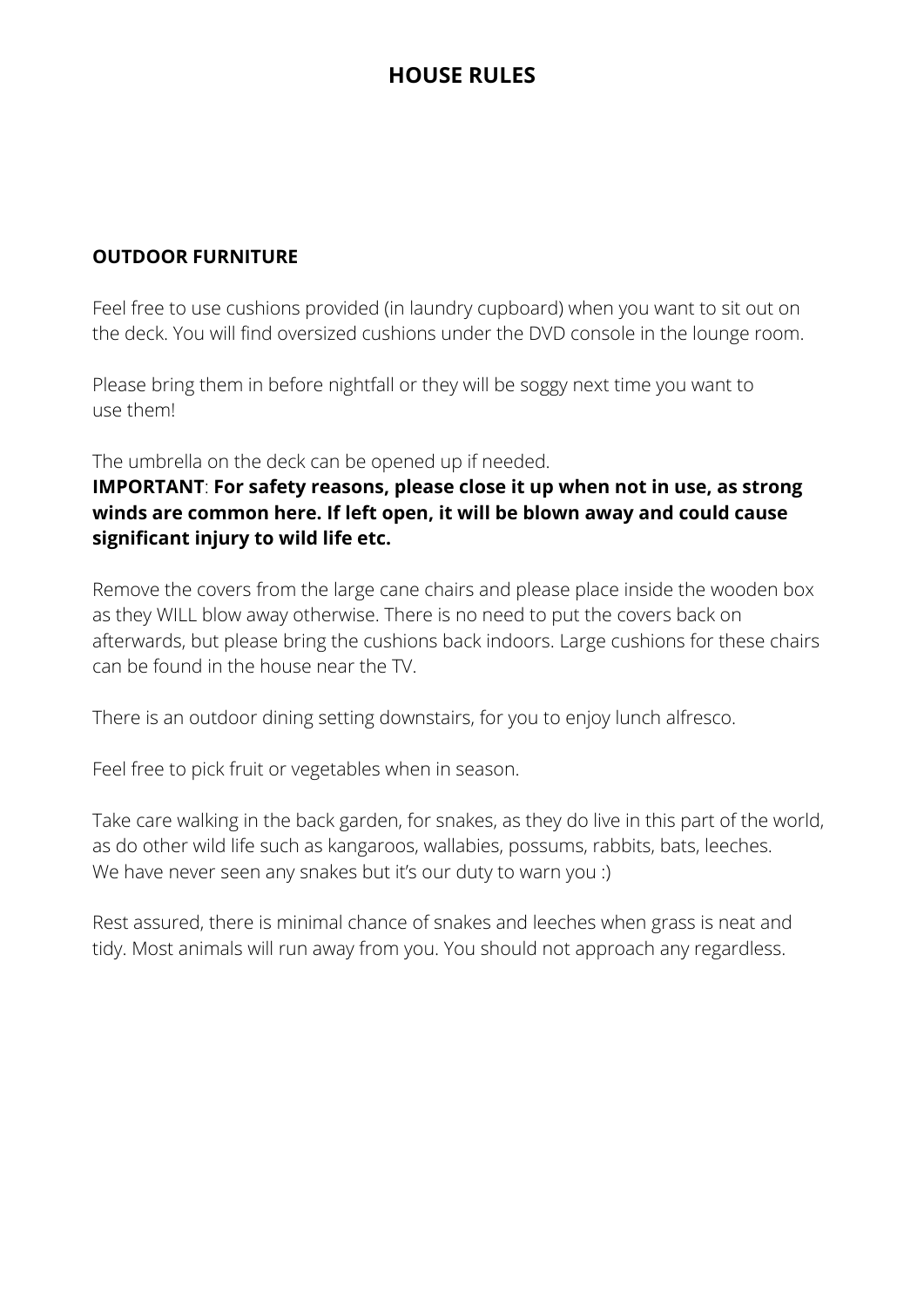# HOUSE RULES

## OUTDOOR FURNITURE

Feel free to use cushions provided (in laundry cupboard) when you want to sit out on the deck. You will find oversized cushions under the DVD console in the lounge room.

Please bring them in before nightfall or they will be soggy next time you want to use them!

The umbrella on the deck can be opened up if needed.
**IMPORTANT**: **For safety reasons, please close it up when not in use, as strong winds are common here. If left open, it will be blown away and could cause significant injury to wild life etc.**

Remove the covers from the large cane chairs and please place inside the wooden box as they WILL blow away otherwise. There is no need to put the covers back on afterwards, but please bring the cushions back indoors. Large cushions for these chairs can be found in the house near the TV.

There is an outdoor dining setting downstairs, for you to enjoy lunch alfresco.

Feel free to pick fruit or vegetables when in season.

Take care walking in the back garden, for snakes, as they do live in this part of the world, as do other wild life such as kangaroos, wallabies, possums, rabbits, bats, leeches.
We have never seen any snakes but it's our duty to warn you :)

Rest assured, there is minimal chance of snakes and leeches when grass is neat and tidy. Most animals will run away from you. You should not approach any regardless.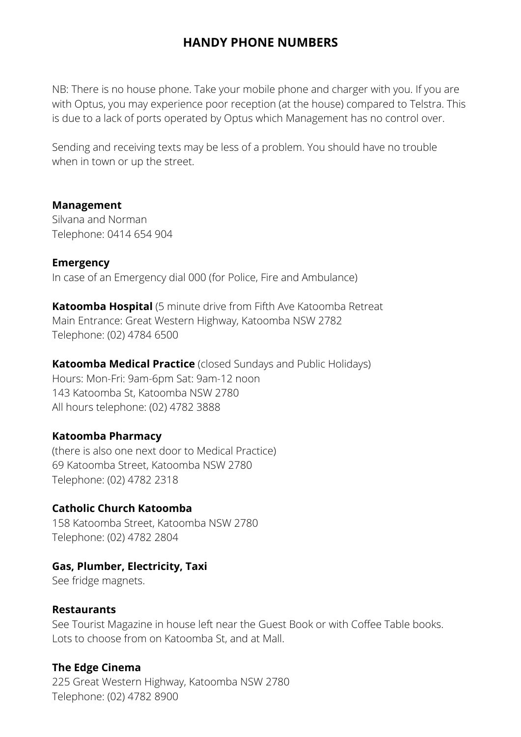# HANDY PHONE NUMBERS

NB: There is no house phone. Take your mobile phone and charger with you. If you are with Optus, you may experience poor reception (at the house) compared to Telstra. This is due to a lack of ports operated by Optus which Management has no control over.

Sending and receiving texts may be less of a problem. You should have no trouble when in town or up the street.

**Management**
Silvana and Norman
Telephone: 0414 654 904

**Emergency**
In case of an Emergency dial 000 (for Police, Fire and Ambulance)

**Katoomba Hospital** (5 minute drive from Fifth Ave Katoomba Retreat
Main Entrance: Great Western Highway, Katoomba NSW 2782
Telephone: (02) 4784 6500

**Katoomba Medical Practice** (closed Sundays and Public Holidays)
Hours: Mon-Fri: 9am-6pm Sat: 9am-12 noon
143 Katoomba St, Katoomba NSW 2780
All hours telephone: (02) 4782 3888

**Katoomba Pharmacy**
(there is also one next door to Medical Practice)
69 Katoomba Street, Katoomba NSW 2780
Telephone: (02) 4782 2318

**Catholic Church Katoomba**
158 Katoomba Street, Katoomba NSW 2780
Telephone: (02) 4782 2804

**Gas, Plumber, Electricity, Taxi**
See fridge magnets.

**Restaurants**
See Tourist Magazine in house left near the Guest Book or with Coffee Table books. Lots to choose from on Katoomba St, and at Mall.

**The Edge Cinema**
225 Great Western Highway, Katoomba NSW 2780
Telephone: (02) 4782 8900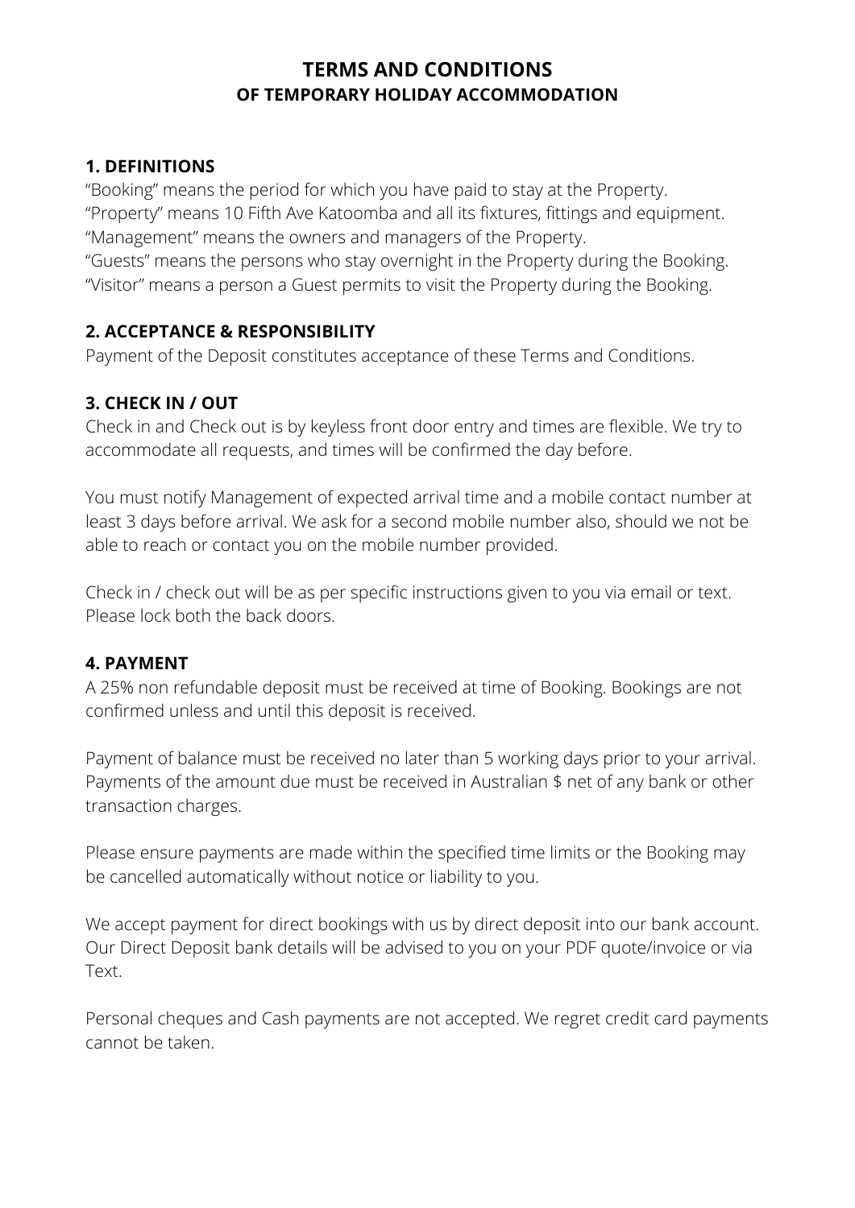# TERMS AND CONDITIONS
## OF TEMPORARY HOLIDAY ACCOMMODATION

### 1. DEFINITIONS

"Booking" means the period for which you have paid to stay at the Property.
"Property" means 10 Fifth Ave Katoomba and all its fixtures, fittings and equipment.
"Management" means the owners and managers of the Property.
"Guests" means the persons who stay overnight in the Property during the Booking.
"Visitor" means a person a Guest permits to visit the Property during the Booking.

### 2. ACCEPTANCE & RESPONSIBILITY

Payment of the Deposit constitutes acceptance of these Terms and Conditions.

### 3. CHECK IN / OUT

Check in and Check out is by keyless front door entry and times are flexible. We try to accommodate all requests, and times will be confirmed the day before.

You must notify Management of expected arrival time and a mobile contact number at least 3 days before arrival. We ask for a second mobile number also, should we not be able to reach or contact you on the mobile number provided.

Check in / check out will be as per specific instructions given to you via email or text. Please lock both the back doors.

### 4. PAYMENT

A 25% non refundable deposit must be received at time of Booking. Bookings are not confirmed unless and until this deposit is received.

Payment of balance must be received no later than 5 working days prior to your arrival. Payments of the amount due must be received in Australian $ net of any bank or other transaction charges.

Please ensure payments are made within the specified time limits or the Booking may be cancelled automatically without notice or liability to you.

We accept payment for direct bookings with us by direct deposit into our bank account. Our Direct Deposit bank details will be advised to you on your PDF quote/invoice or via Text.

Personal cheques and Cash payments are not accepted. We regret credit card payments cannot be taken.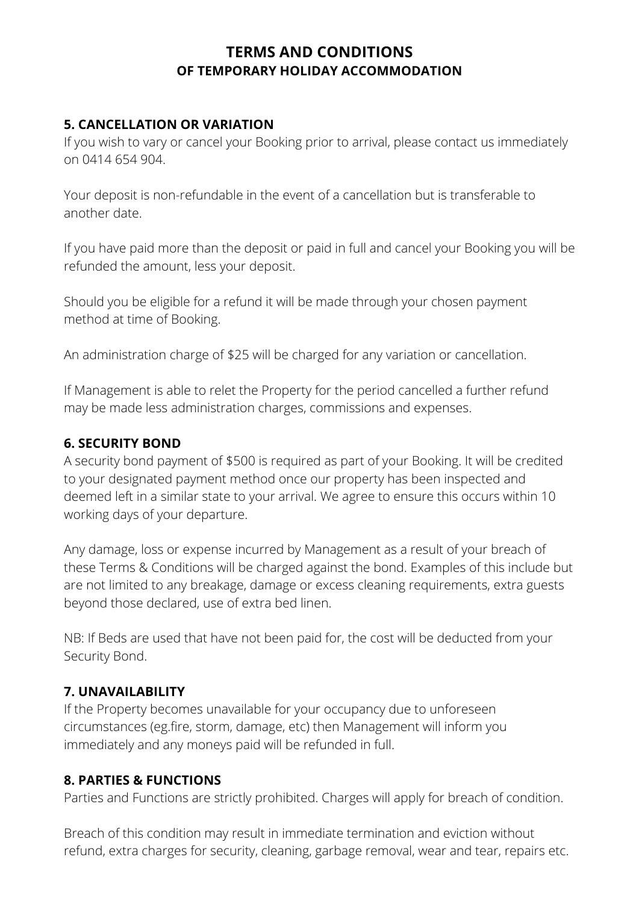# TERMS AND CONDITIONS
## OF TEMPORARY HOLIDAY ACCOMMODATION

### 5. CANCELLATION OR VARIATION

If you wish to vary or cancel your Booking prior to arrival, please contact us immediately on 0414 654 904.

Your deposit is non-refundable in the event of a cancellation but is transferable to another date.

If you have paid more than the deposit or paid in full and cancel your Booking you will be refunded the amount, less your deposit.

Should you be eligible for a refund it will be made through your chosen payment method at time of Booking.

An administration charge of $25 will be charged for any variation or cancellation.

If Management is able to relet the Property for the period cancelled a further refund may be made less administration charges, commissions and expenses.

### 6. SECURITY BOND

A security bond payment of $500 is required as part of your Booking. It will be credited to your designated payment method once our property has been inspected and deemed left in a similar state to your arrival. We agree to ensure this occurs within 10 working days of your departure.

Any damage, loss or expense incurred by Management as a result of your breach of these Terms & Conditions will be charged against the bond. Examples of this include but are not limited to any breakage, damage or excess cleaning requirements, extra guests beyond those declared, use of extra bed linen.

NB: If Beds are used that have not been paid for, the cost will be deducted from your Security Bond.

### 7. UNAVAILABILITY

If the Property becomes unavailable for your occupancy due to unforeseen circumstances (eg.fire, storm, damage, etc) then Management will inform you immediately and any moneys paid will be refunded in full.

### 8. PARTIES & FUNCTIONS

Parties and Functions are strictly prohibited. Charges will apply for breach of condition.

Breach of this condition may result in immediate termination and eviction without refund, extra charges for security, cleaning, garbage removal, wear and tear, repairs etc.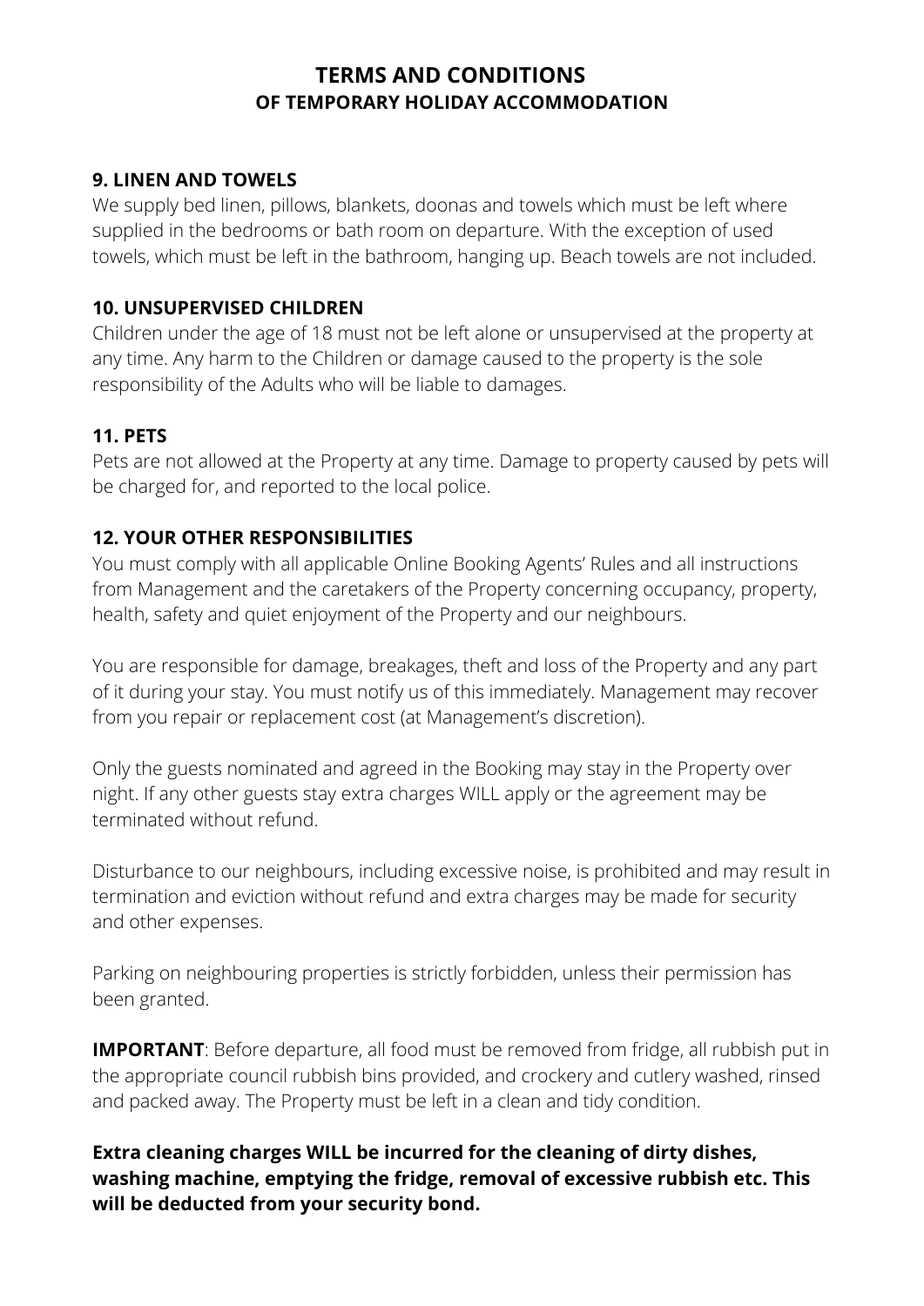# TERMS AND CONDITIONS
## OF TEMPORARY HOLIDAY ACCOMMODATION

### 9. LINEN AND TOWELS

We supply bed linen, pillows, blankets, doonas and towels which must be left where supplied in the bedrooms or bath room on departure. With the exception of used towels, which must be left in the bathroom, hanging up. Beach towels are not included.

### 10. UNSUPERVISED CHILDREN

Children under the age of 18 must not be left alone or unsupervised at the property at any time. Any harm to the Children or damage caused to the property is the sole responsibility of the Adults who will be liable to damages.

### 11. PETS

Pets are not allowed at the Property at any time. Damage to property caused by pets will be charged for, and reported to the local police.

### 12. YOUR OTHER RESPONSIBILITIES

You must comply with all applicable Online Booking Agents' Rules and all instructions from Management and the caretakers of the Property concerning occupancy, property, health, safety and quiet enjoyment of the Property and our neighbours.

You are responsible for damage, breakages, theft and loss of the Property and any part of it during your stay. You must notify us of this immediately. Management may recover from you repair or replacement cost (at Management's discretion).

Only the guests nominated and agreed in the Booking may stay in the Property over night. If any other guests stay extra charges WILL apply or the agreement may be terminated without refund.

Disturbance to our neighbours, including excessive noise, is prohibited and may result in termination and eviction without refund and extra charges may be made for security and other expenses.

Parking on neighbouring properties is strictly forbidden, unless their permission has been granted.

**IMPORTANT**: Before departure, all food must be removed from fridge, all rubbish put in the appropriate council rubbish bins provided, and crockery and cutlery washed, rinsed and packed away. The Property must be left in a clean and tidy condition.

**Extra cleaning charges WILL be incurred for the cleaning of dirty dishes, washing machine, emptying the fridge, removal of excessive rubbish etc. This will be deducted from your security bond.**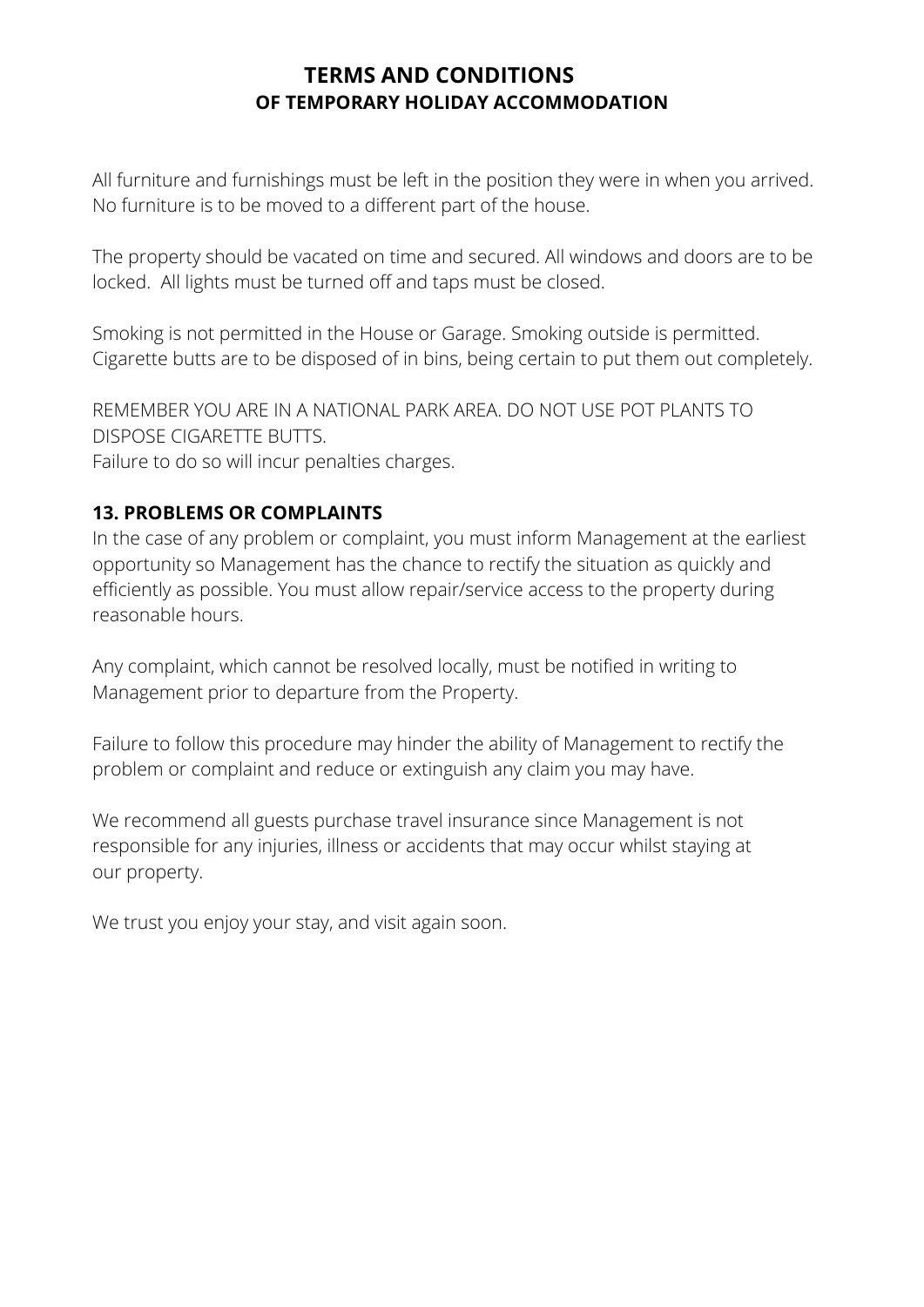## TERMS AND CONDITIONS
### OF TEMPORARY HOLIDAY ACCOMMODATION

All furniture and furnishings must be left in the position they were in when you arrived. No furniture is to be moved to a different part of the house.

The property should be vacated on time and secured. All windows and doors are to be locked. All lights must be turned off and taps must be closed.

Smoking is not permitted in the House or Garage. Smoking outside is permitted. Cigarette butts are to be disposed of in bins, being certain to put them out completely.

REMEMBER YOU ARE IN A NATIONAL PARK AREA. DO NOT USE POT PLANTS TO DISPOSE CIGARETTE BUTTS.
Failure to do so will incur penalties charges.

### 13. PROBLEMS OR COMPLAINTS

In the case of any problem or complaint, you must inform Management at the earliest opportunity so Management has the chance to rectify the situation as quickly and efficiently as possible. You must allow repair/service access to the property during reasonable hours.

Any complaint, which cannot be resolved locally, must be notified in writing to Management prior to departure from the Property.

Failure to follow this procedure may hinder the ability of Management to rectify the problem or complaint and reduce or extinguish any claim you may have.

We recommend all guests purchase travel insurance since Management is not responsible for any injuries, illness or accidents that may occur whilst staying at our property.

We trust you enjoy your stay, and visit again soon.